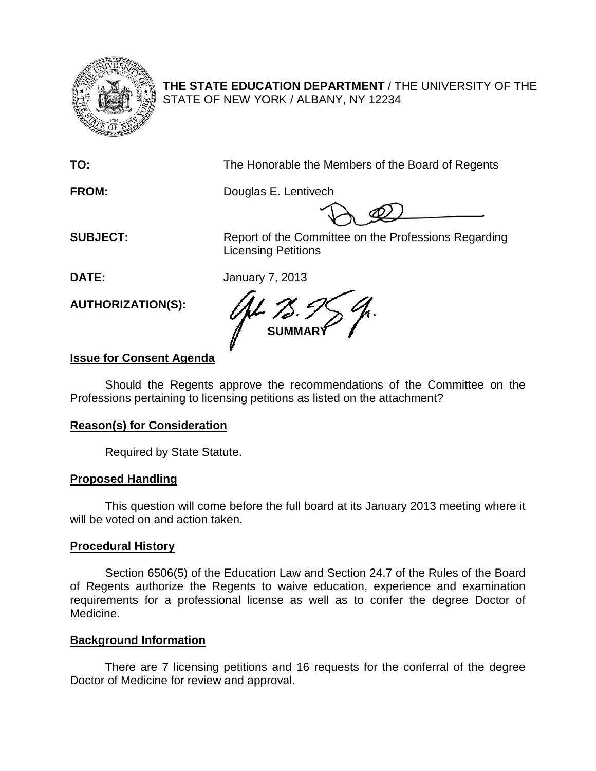**THE STATE EDUCATION DEPARTMENT** / THE UNIVERSITY OF THE STATE OF NEW YORK / ALBANY, NY 12234

**TO:** The Honorable the Members of the Board of Regents

**FROM:** Douglas E. Lentivech

**SUBJECT:** Report of the Committee on the Professions Regarding Licensing Petitions

**DATE:** January 7, 2013

**AUTHORIZATION(S):**

**SUMMARY**

## Issue for Consent Agenda

Should the Regents approve the recommendations of the Committee on the Professions pertaining to licensing petitions as listed on the attachment?

## Reason(s) for Consideration

Required by State Statute.

## Proposed Handling

This question will come before the full board at its January 2013 meeting where it will be voted on and action taken.

## Procedural History

Section 6506(5) of the Education Law and Section 24.7 of the Rules of the Board of Regents authorize the Regents to waive education, experience and examination requirements for a professional license as well as to confer the degree Doctor of Medicine.

## Background Information

There are 7 licensing petitions and 16 requests for the conferral of the degree Doctor of Medicine for review and approval.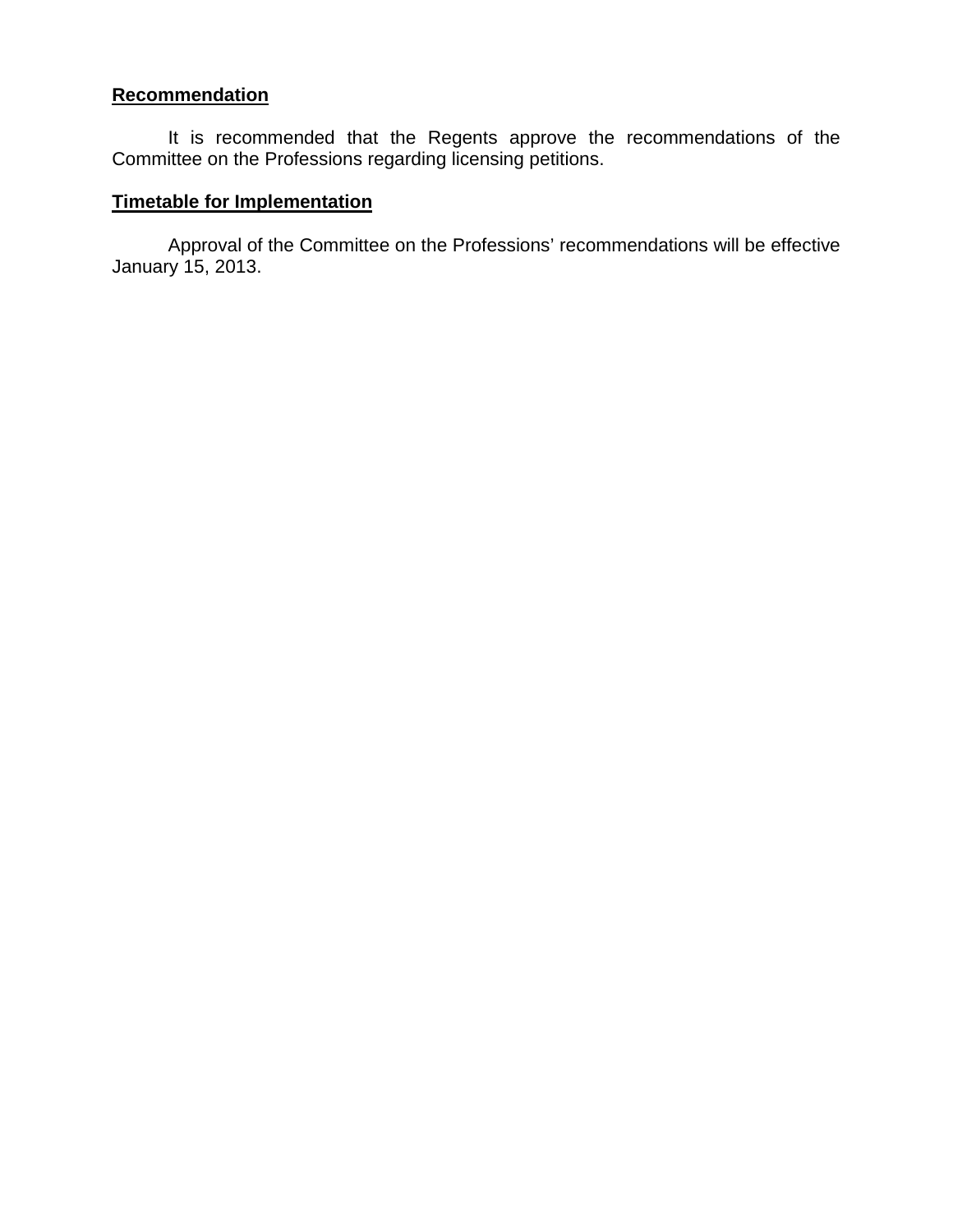**Recommendation**

It is recommended that the Regents approve the recommendations of the Committee on the Professions regarding licensing petitions.

**Timetable for Implementation**

Approval of the Committee on the Professions' recommendations will be effective January 15, 2013.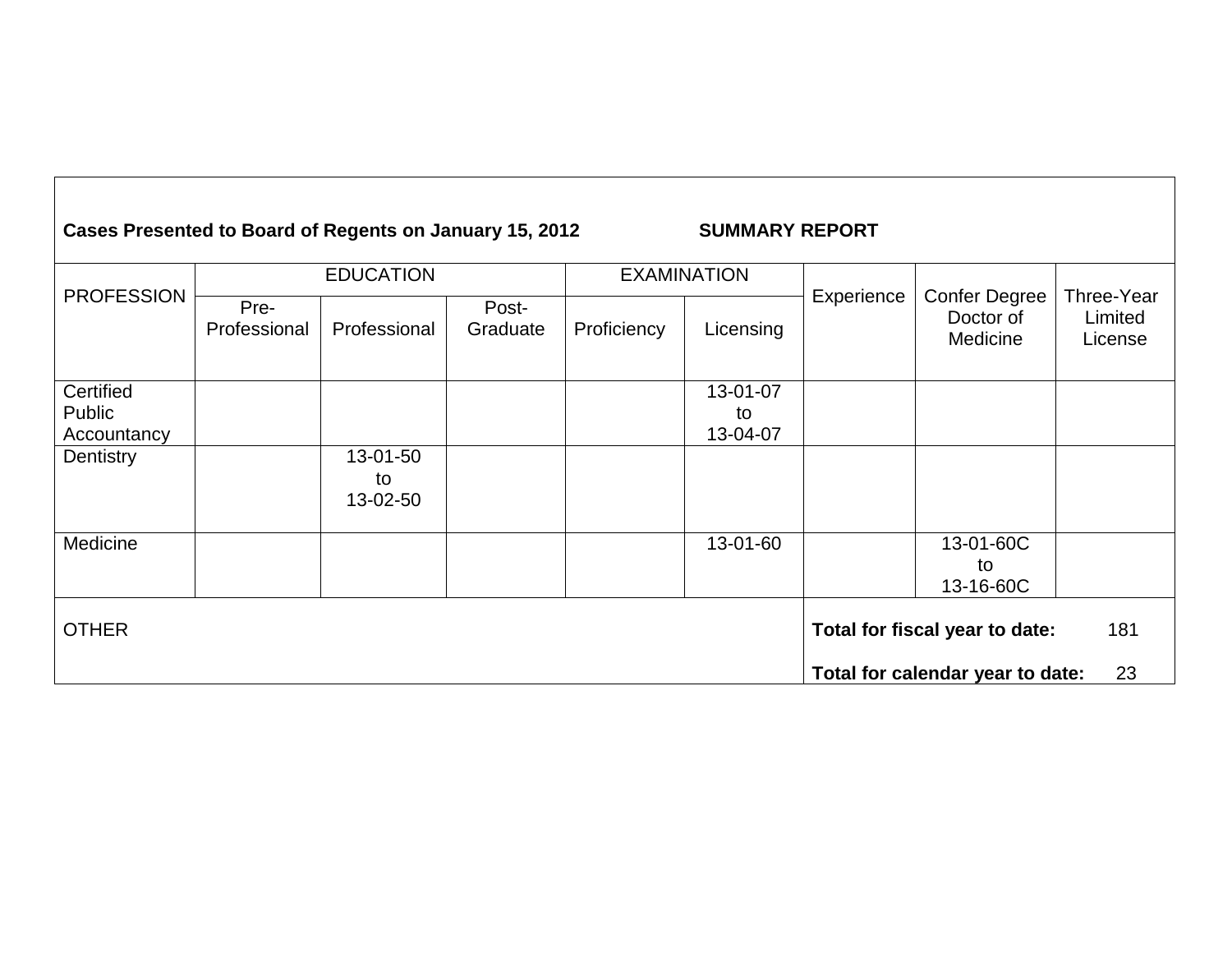**Cases Presented to Board of Regents on January 15, 2012** **SUMMARY REPORT**

| PROFESSION | EDUCATION | | | EXAMINATION | | Experience | Confer Degree Doctor of Medicine | Three-Year Limited License |
|---|---|---|---|---|---|---|---|---|
| | Pre-Professional | Professional | Post-Graduate | Proficiency | Licensing | | | |
| Certified Public Accountancy | | | | | 13-01-07 to 13-04-07 | | | |
| Dentistry | | 13-01-50 to 13-02-50 | | | | | | |
| Medicine | | | | | 13-01-60 | | 13-01-60C to 13-16-60C | |
| OTHER | | | | | | **Total for fiscal year to date:** 181 | | |
| | | | | | | **Total for calendar year to date:** 23 | | |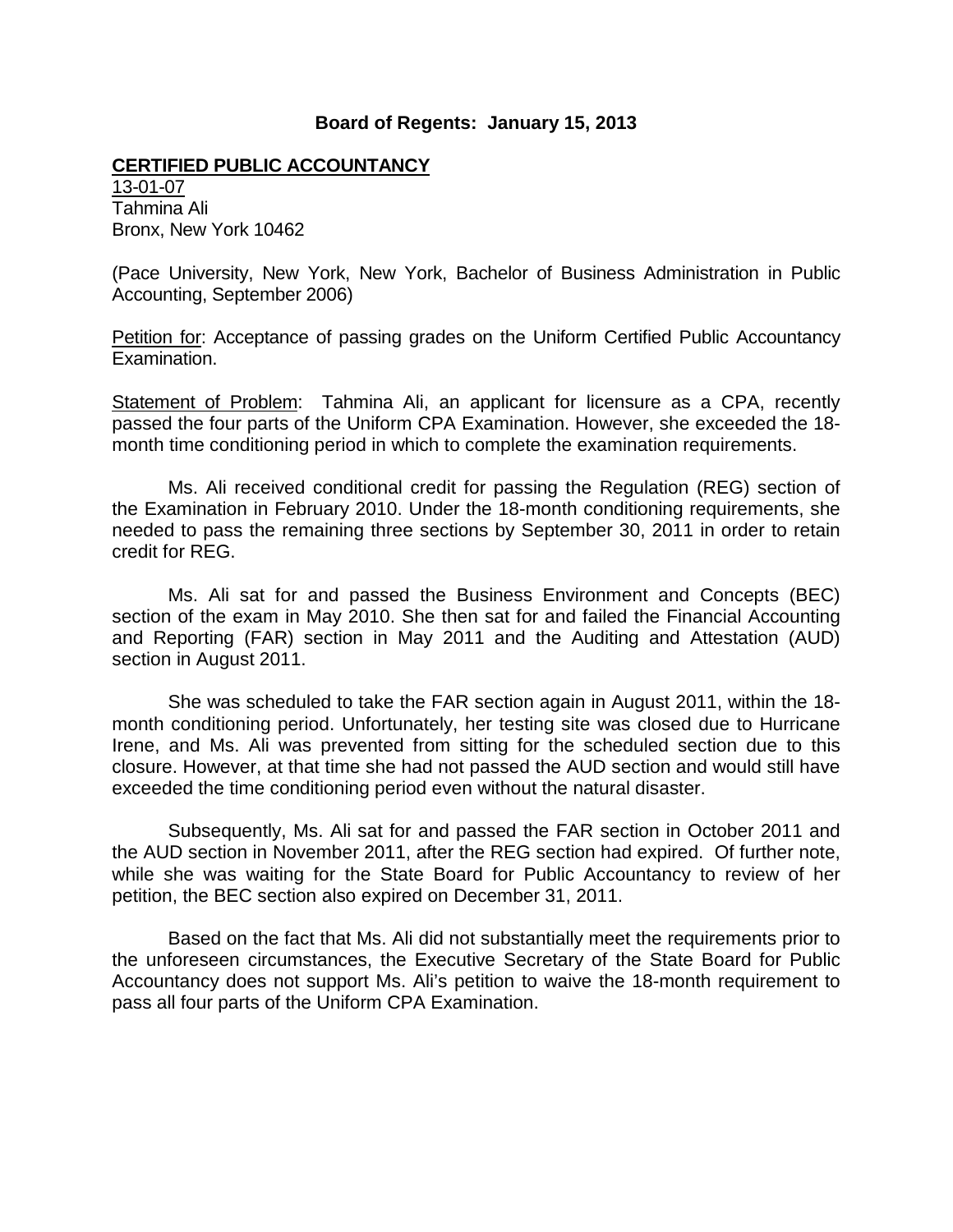**Board of Regents: January 15, 2013**

**CERTIFIED PUBLIC ACCOUNTANCY**

13-01-07
Tahmina Ali
Bronx, New York 10462

(Pace University, New York, New York, Bachelor of Business Administration in Public Accounting, September 2006)

Petition for: Acceptance of passing grades on the Uniform Certified Public Accountancy Examination.

Statement of Problem: Tahmina Ali, an applicant for licensure as a CPA, recently passed the four parts of the Uniform CPA Examination. However, she exceeded the 18-month time conditioning period in which to complete the examination requirements.

Ms. Ali received conditional credit for passing the Regulation (REG) section of the Examination in February 2010. Under the 18-month conditioning requirements, she needed to pass the remaining three sections by September 30, 2011 in order to retain credit for REG.

Ms. Ali sat for and passed the Business Environment and Concepts (BEC) section of the exam in May 2010. She then sat for and failed the Financial Accounting and Reporting (FAR) section in May 2011 and the Auditing and Attestation (AUD) section in August 2011.

She was scheduled to take the FAR section again in August 2011, within the 18-month conditioning period. Unfortunately, her testing site was closed due to Hurricane Irene, and Ms. Ali was prevented from sitting for the scheduled section due to this closure. However, at that time she had not passed the AUD section and would still have exceeded the time conditioning period even without the natural disaster.

Subsequently, Ms. Ali sat for and passed the FAR section in October 2011 and the AUD section in November 2011, after the REG section had expired. Of further note, while she was waiting for the State Board for Public Accountancy to review of her petition, the BEC section also expired on December 31, 2011.

Based on the fact that Ms. Ali did not substantially meet the requirements prior to the unforeseen circumstances, the Executive Secretary of the State Board for Public Accountancy does not support Ms. Ali's petition to waive the 18-month requirement to pass all four parts of the Uniform CPA Examination.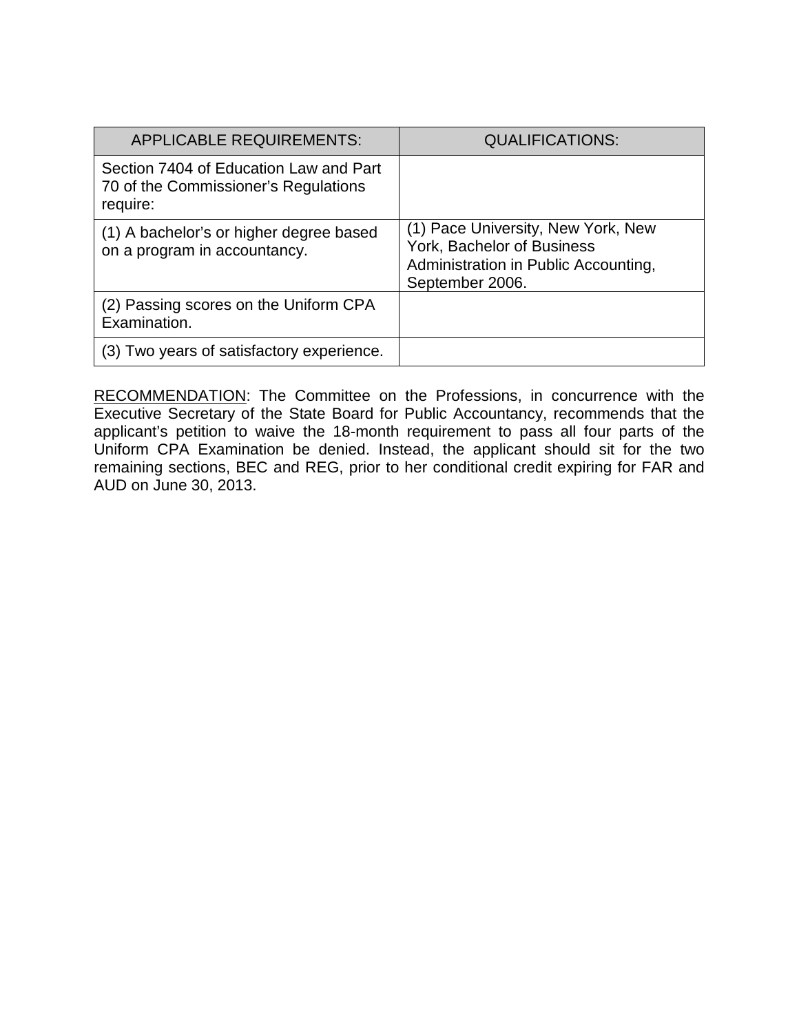| APPLICABLE REQUIREMENTS: | QUALIFICATIONS: |
| --- | --- |
| Section 7404 of Education Law and Part 70 of the Commissioner's Regulations require: | |
| (1) A bachelor's or higher degree based on a program in accountancy. | (1) Pace University, New York, New York, Bachelor of Business Administration in Public Accounting, September 2006. |
| (2) Passing scores on the Uniform CPA Examination. | |
| (3) Two years of satisfactory experience. | |

<u>RECOMMENDATION</u>: The Committee on the Professions, in concurrence with the Executive Secretary of the State Board for Public Accountancy, recommends that the applicant's petition to waive the 18-month requirement to pass all four parts of the Uniform CPA Examination be denied. Instead, the applicant should sit for the two remaining sections, BEC and REG, prior to her conditional credit expiring for FAR and AUD on June 30, 2013.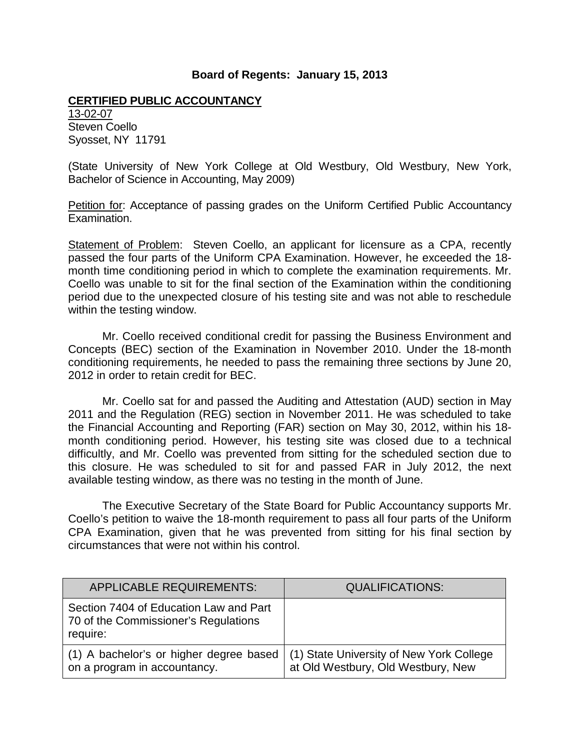**Board of Regents: January 15, 2013**

**CERTIFIED PUBLIC ACCOUNTANCY**

13-02-07
Steven Coello
Syosset, NY 11791

(State University of New York College at Old Westbury, Old Westbury, New York, Bachelor of Science in Accounting, May 2009)

Petition for: Acceptance of passing grades on the Uniform Certified Public Accountancy Examination.

Statement of Problem: Steven Coello, an applicant for licensure as a CPA, recently passed the four parts of the Uniform CPA Examination. However, he exceeded the 18-month time conditioning period in which to complete the examination requirements. Mr. Coello was unable to sit for the final section of the Examination within the conditioning period due to the unexpected closure of his testing site and was not able to reschedule within the testing window.

Mr. Coello received conditional credit for passing the Business Environment and Concepts (BEC) section of the Examination in November 2010. Under the 18-month conditioning requirements, he needed to pass the remaining three sections by June 20, 2012 in order to retain credit for BEC.

Mr. Coello sat for and passed the Auditing and Attestation (AUD) section in May 2011 and the Regulation (REG) section in November 2011. He was scheduled to take the Financial Accounting and Reporting (FAR) section on May 30, 2012, within his 18-month conditioning period. However, his testing site was closed due to a technical difficultly, and Mr. Coello was prevented from sitting for the scheduled section due to this closure. He was scheduled to sit for and passed FAR in July 2012, the next available testing window, as there was no testing in the month of June.

The Executive Secretary of the State Board for Public Accountancy supports Mr. Coello's petition to waive the 18-month requirement to pass all four parts of the Uniform CPA Examination, given that he was prevented from sitting for his final section by circumstances that were not within his control.

| APPLICABLE REQUIREMENTS: | QUALIFICATIONS: |
|---|---|
| Section 7404 of Education Law and Part 70 of the Commissioner's Regulations require: | |
| (1) A bachelor's or higher degree based on a program in accountancy. | (1) State University of New York College at Old Westbury, Old Westbury, New |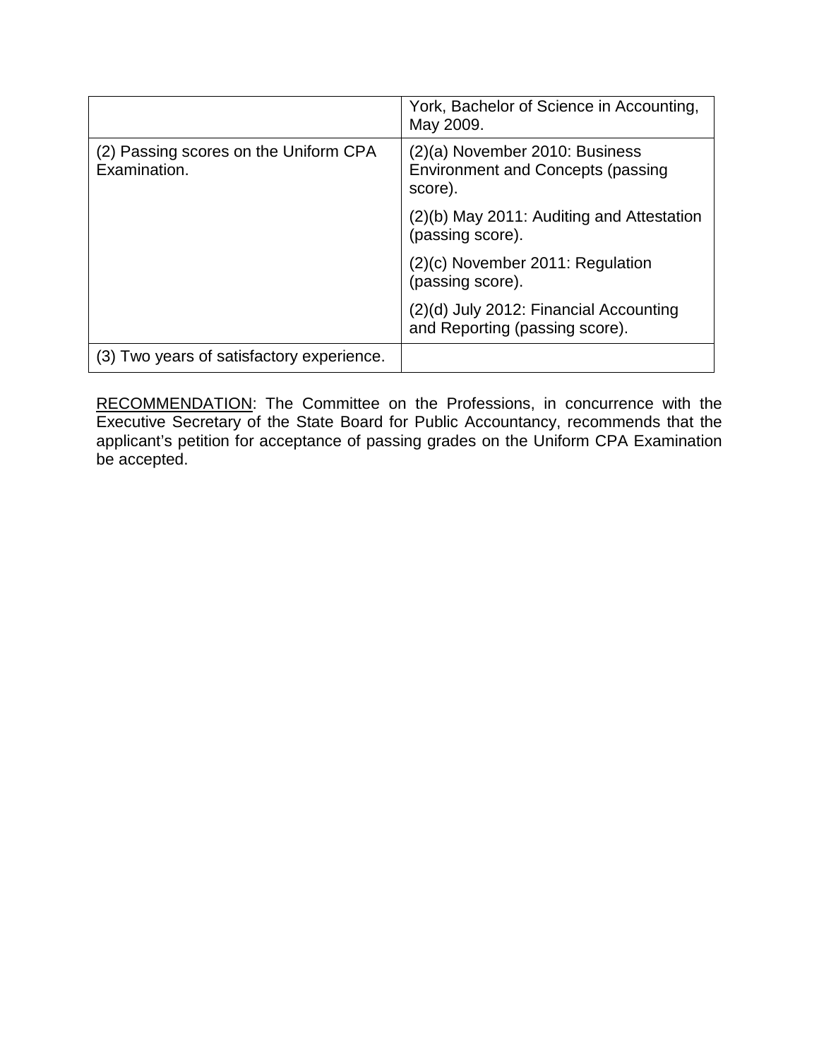| | |
|---|---|
| | York, Bachelor of Science in Accounting, May 2009. |
| (2) Passing scores on the Uniform CPA Examination. | (2)(a) November 2010: Business Environment and Concepts (passing score). |
| | (2)(b) May 2011: Auditing and Attestation (passing score). |
| | (2)(c) November 2011: Regulation (passing score). |
| | (2)(d) July 2012: Financial Accounting and Reporting (passing score). |
| (3) Two years of satisfactory experience. | |

RECOMMENDATION: The Committee on the Professions, in concurrence with the Executive Secretary of the State Board for Public Accountancy, recommends that the applicant's petition for acceptance of passing grades on the Uniform CPA Examination be accepted.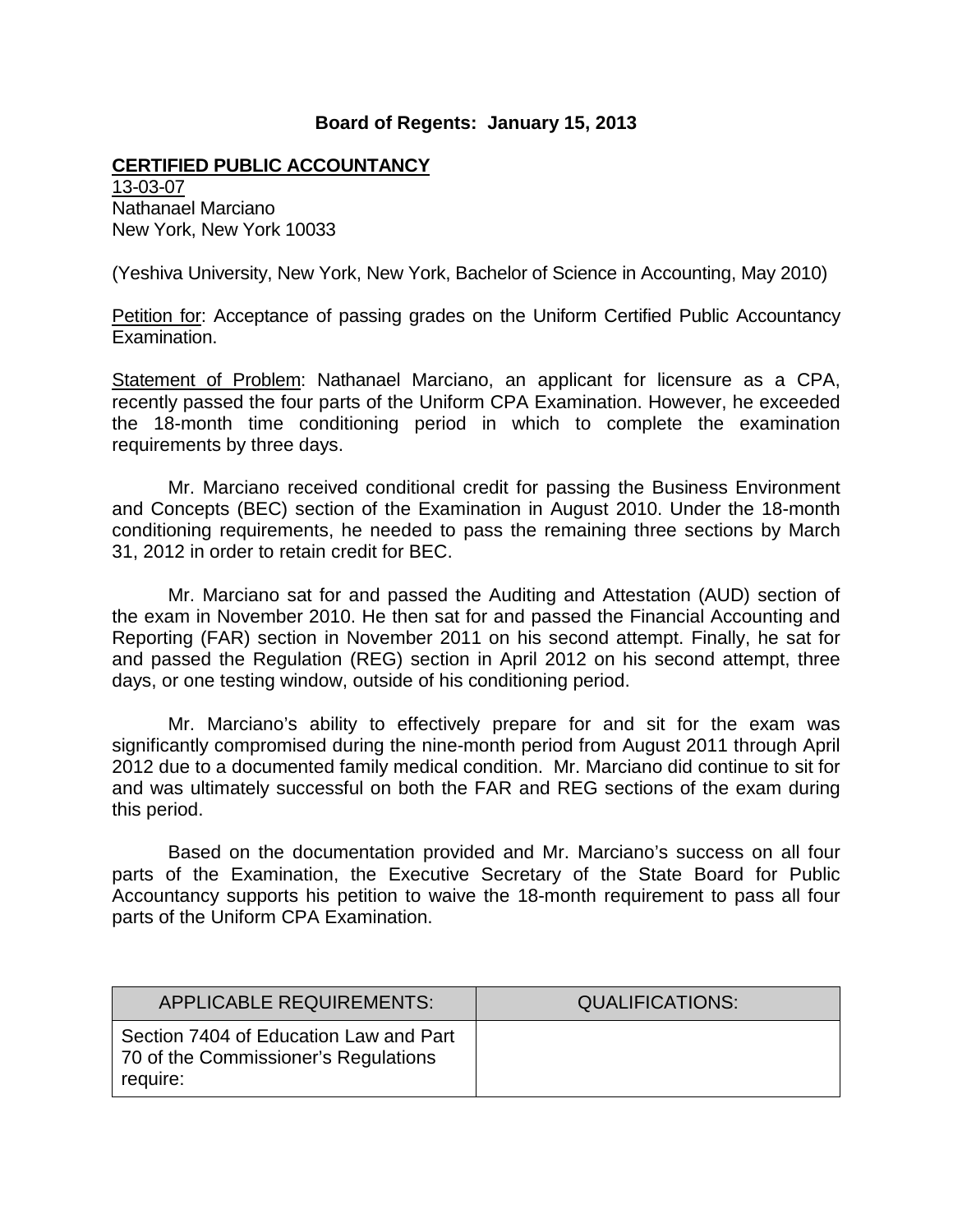**Board of Regents: January 15, 2013**

**CERTIFIED PUBLIC ACCOUNTANCY**

13-03-07
Nathanael Marciano
New York, New York 10033

(Yeshiva University, New York, New York, Bachelor of Science in Accounting, May 2010)

Petition for: Acceptance of passing grades on the Uniform Certified Public Accountancy Examination.

Statement of Problem: Nathanael Marciano, an applicant for licensure as a CPA, recently passed the four parts of the Uniform CPA Examination. However, he exceeded the 18-month time conditioning period in which to complete the examination requirements by three days.

Mr. Marciano received conditional credit for passing the Business Environment and Concepts (BEC) section of the Examination in August 2010. Under the 18-month conditioning requirements, he needed to pass the remaining three sections by March 31, 2012 in order to retain credit for BEC.

Mr. Marciano sat for and passed the Auditing and Attestation (AUD) section of the exam in November 2010. He then sat for and passed the Financial Accounting and Reporting (FAR) section in November 2011 on his second attempt. Finally, he sat for and passed the Regulation (REG) section in April 2012 on his second attempt, three days, or one testing window, outside of his conditioning period.

Mr. Marciano's ability to effectively prepare for and sit for the exam was significantly compromised during the nine-month period from August 2011 through April 2012 due to a documented family medical condition. Mr. Marciano did continue to sit for and was ultimately successful on both the FAR and REG sections of the exam during this period.

Based on the documentation provided and Mr. Marciano's success on all four parts of the Examination, the Executive Secretary of the State Board for Public Accountancy supports his petition to waive the 18-month requirement to pass all four parts of the Uniform CPA Examination.

| APPLICABLE REQUIREMENTS: | QUALIFICATIONS: |
| --- | --- |
| Section 7404 of Education Law and Part 70 of the Commissioner's Regulations require: | |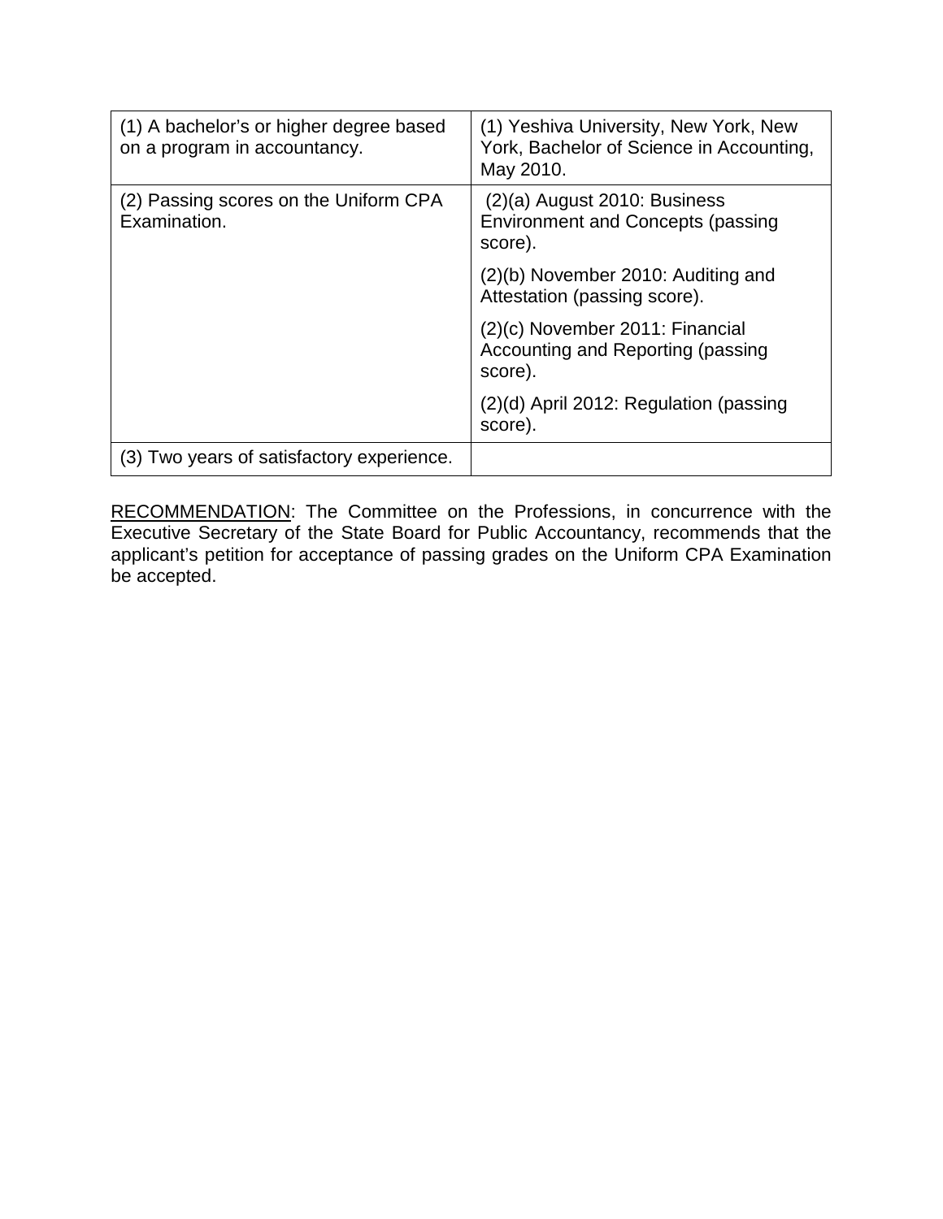| | |
|---|---|
| (1) A bachelor's or higher degree based on a program in accountancy. | (1) Yeshiva University, New York, New York, Bachelor of Science in Accounting, May 2010. |
| (2) Passing scores on the Uniform CPA Examination. | (2)(a) August 2010: Business Environment and Concepts (passing score). |
| | (2)(b) November 2010: Auditing and Attestation (passing score). |
| | (2)(c) November 2011: Financial Accounting and Reporting (passing score). |
| | (2)(d) April 2012: Regulation (passing score). |
| (3) Two years of satisfactory experience. | |

RECOMMENDATION: The Committee on the Professions, in concurrence with the Executive Secretary of the State Board for Public Accountancy, recommends that the applicant's petition for acceptance of passing grades on the Uniform CPA Examination be accepted.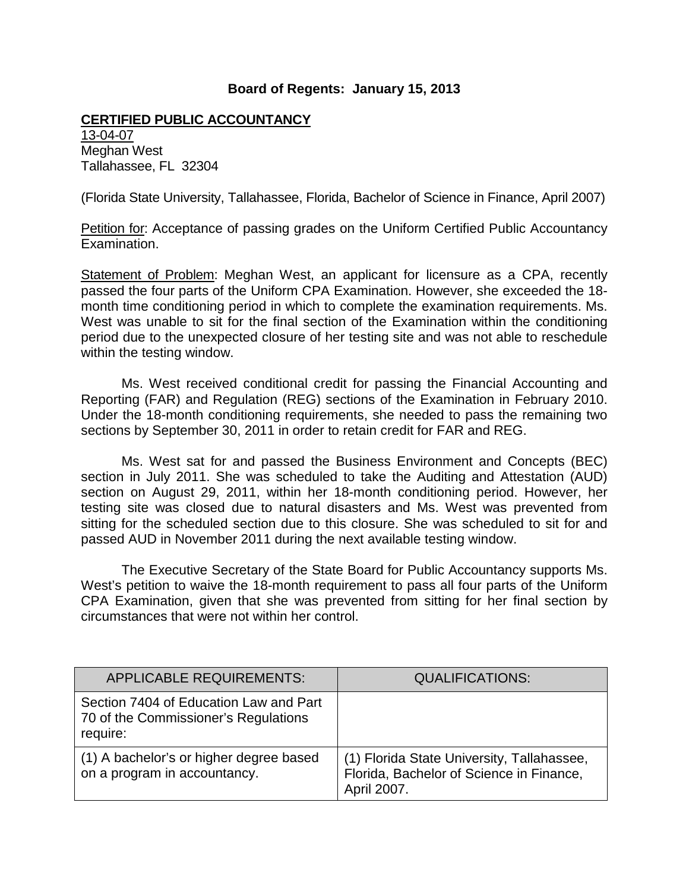**Board of Regents: January 15, 2013**

**CERTIFIED PUBLIC ACCOUNTANCY**

13-04-07
Meghan West
Tallahassee, FL 32304

(Florida State University, Tallahassee, Florida, Bachelor of Science in Finance, April 2007)

Petition for: Acceptance of passing grades on the Uniform Certified Public Accountancy Examination.

Statement of Problem: Meghan West, an applicant for licensure as a CPA, recently passed the four parts of the Uniform CPA Examination. However, she exceeded the 18-month time conditioning period in which to complete the examination requirements. Ms. West was unable to sit for the final section of the Examination within the conditioning period due to the unexpected closure of her testing site and was not able to reschedule within the testing window.

Ms. West received conditional credit for passing the Financial Accounting and Reporting (FAR) and Regulation (REG) sections of the Examination in February 2010. Under the 18-month conditioning requirements, she needed to pass the remaining two sections by September 30, 2011 in order to retain credit for FAR and REG.

Ms. West sat for and passed the Business Environment and Concepts (BEC) section in July 2011. She was scheduled to take the Auditing and Attestation (AUD) section on August 29, 2011, within her 18-month conditioning period. However, her testing site was closed due to natural disasters and Ms. West was prevented from sitting for the scheduled section due to this closure. She was scheduled to sit for and passed AUD in November 2011 during the next available testing window.

The Executive Secretary of the State Board for Public Accountancy supports Ms. West's petition to waive the 18-month requirement to pass all four parts of the Uniform CPA Examination, given that she was prevented from sitting for her final section by circumstances that were not within her control.

| APPLICABLE REQUIREMENTS: | QUALIFICATIONS: |
| --- | --- |
| Section 7404 of Education Law and Part 70 of the Commissioner's Regulations require: | |
| (1) A bachelor's or higher degree based on a program in accountancy. | (1) Florida State University, Tallahassee, Florida, Bachelor of Science in Finance, April 2007. |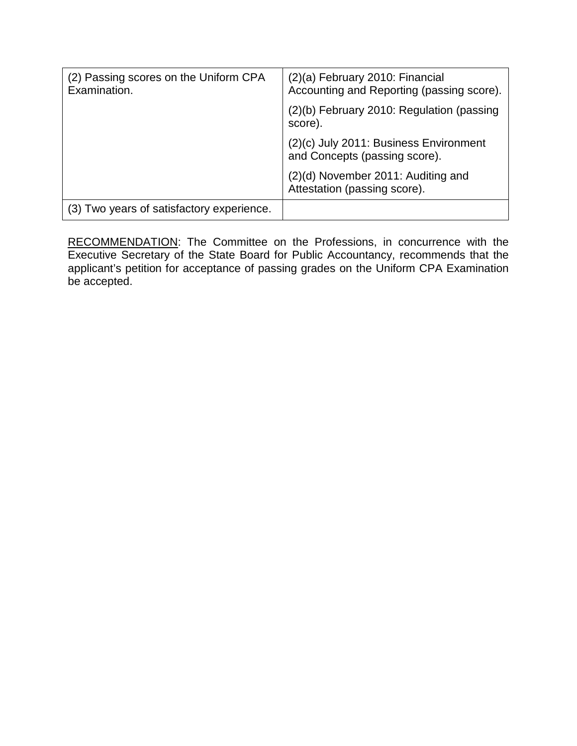| | |
|---|---|
| (2) Passing scores on the Uniform CPA Examination. | (2)(a) February 2010: Financial Accounting and Reporting (passing score). |
| | (2)(b) February 2010: Regulation (passing score). |
| | (2)(c) July 2011: Business Environment and Concepts (passing score). |
| | (2)(d) November 2011: Auditing and Attestation (passing score). |
| (3) Two years of satisfactory experience. | |

RECOMMENDATION: The Committee on the Professions, in concurrence with the Executive Secretary of the State Board for Public Accountancy, recommends that the applicant's petition for acceptance of passing grades on the Uniform CPA Examination be accepted.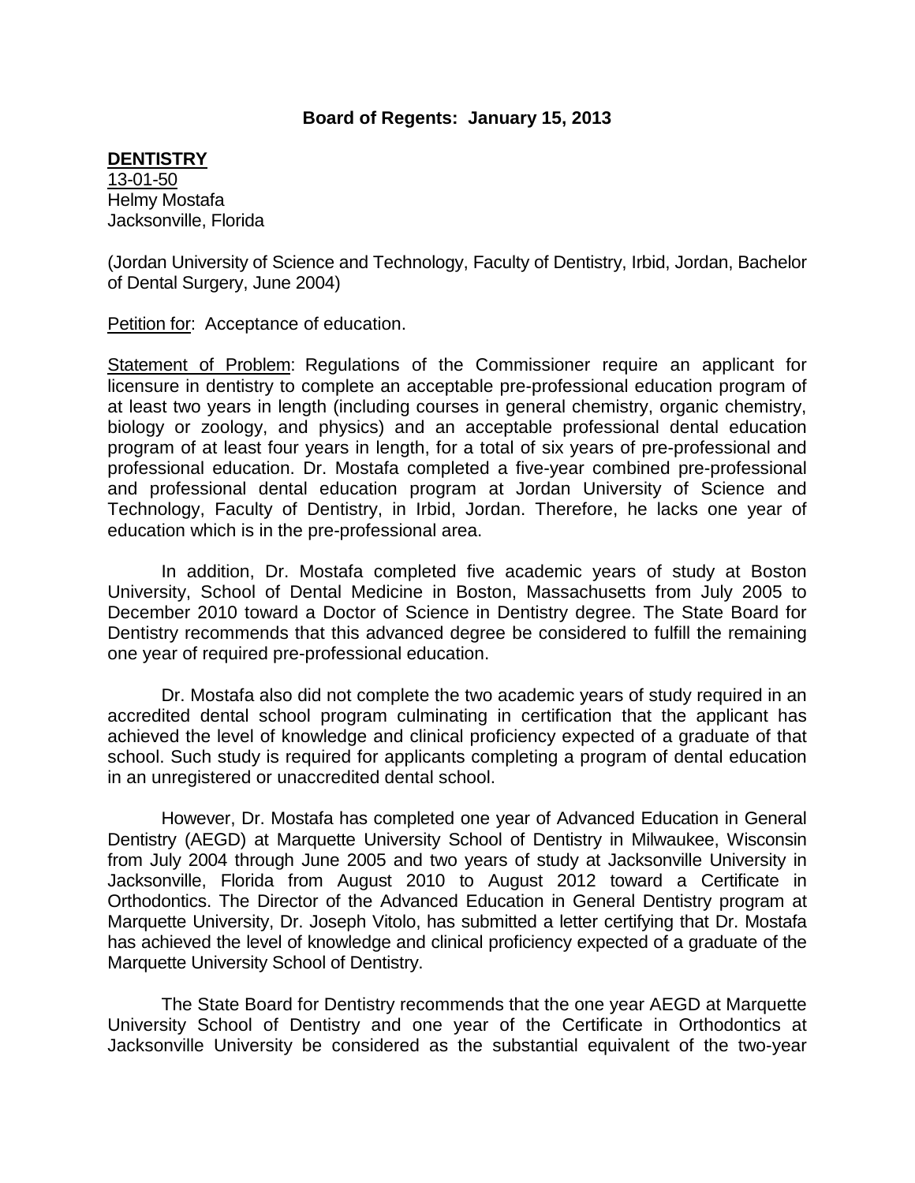**Board of Regents: January 15, 2013**

**DENTISTRY**

13-01-50
Helmy Mostafa
Jacksonville, Florida

(Jordan University of Science and Technology, Faculty of Dentistry, Irbid, Jordan, Bachelor of Dental Surgery, June 2004)

Petition for: Acceptance of education.

Statement of Problem: Regulations of the Commissioner require an applicant for licensure in dentistry to complete an acceptable pre-professional education program of at least two years in length (including courses in general chemistry, organic chemistry, biology or zoology, and physics) and an acceptable professional dental education program of at least four years in length, for a total of six years of pre-professional and professional education. Dr. Mostafa completed a five-year combined pre-professional and professional dental education program at Jordan University of Science and Technology, Faculty of Dentistry, in Irbid, Jordan. Therefore, he lacks one year of education which is in the pre-professional area.

In addition, Dr. Mostafa completed five academic years of study at Boston University, School of Dental Medicine in Boston, Massachusetts from July 2005 to December 2010 toward a Doctor of Science in Dentistry degree. The State Board for Dentistry recommends that this advanced degree be considered to fulfill the remaining one year of required pre-professional education.

Dr. Mostafa also did not complete the two academic years of study required in an accredited dental school program culminating in certification that the applicant has achieved the level of knowledge and clinical proficiency expected of a graduate of that school. Such study is required for applicants completing a program of dental education in an unregistered or unaccredited dental school.

However, Dr. Mostafa has completed one year of Advanced Education in General Dentistry (AEGD) at Marquette University School of Dentistry in Milwaukee, Wisconsin from July 2004 through June 2005 and two years of study at Jacksonville University in Jacksonville, Florida from August 2010 to August 2012 toward a Certificate in Orthodontics. The Director of the Advanced Education in General Dentistry program at Marquette University, Dr. Joseph Vitolo, has submitted a letter certifying that Dr. Mostafa has achieved the level of knowledge and clinical proficiency expected of a graduate of the Marquette University School of Dentistry.

The State Board for Dentistry recommends that the one year AEGD at Marquette University School of Dentistry and one year of the Certificate in Orthodontics at Jacksonville University be considered as the substantial equivalent of the two-year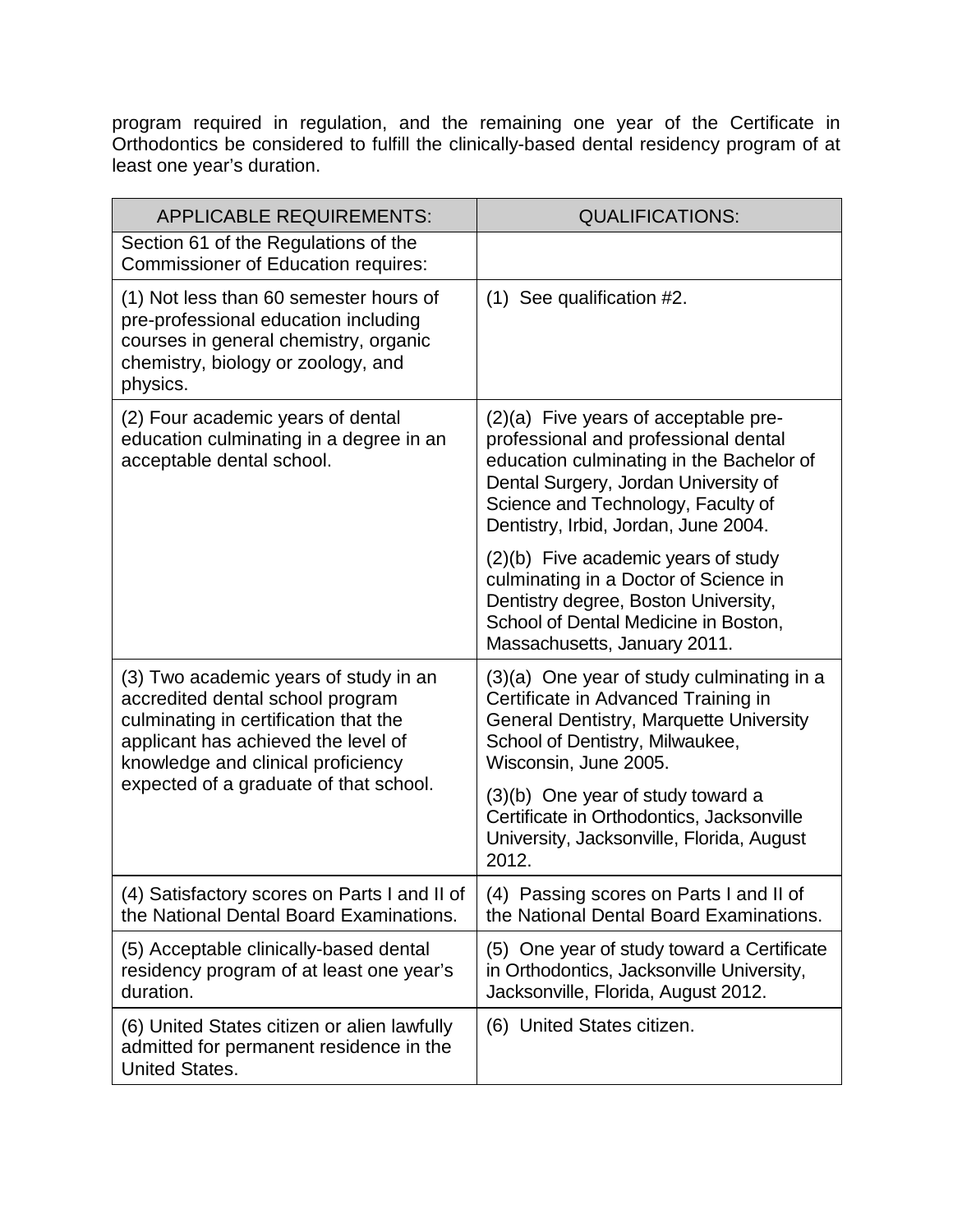program required in regulation, and the remaining one year of the Certificate in Orthodontics be considered to fulfill the clinically-based dental residency program of at least one year's duration.

| APPLICABLE REQUIREMENTS: | QUALIFICATIONS: |
|---|---|
| Section 61 of the Regulations of the Commissioner of Education requires: | |
| (1) Not less than 60 semester hours of pre-professional education including courses in general chemistry, organic chemistry, biology or zoology, and physics. | (1) See qualification #2. |
| (2) Four academic years of dental education culminating in a degree in an acceptable dental school. | (2)(a) Five years of acceptable pre-professional and professional dental education culminating in the Bachelor of Dental Surgery, Jordan University of Science and Technology, Faculty of Dentistry, Irbid, Jordan, June 2004.<br><br>(2)(b) Five academic years of study culminating in a Doctor of Science in Dentistry degree, Boston University, School of Dental Medicine in Boston, Massachusetts, January 2011. |
| (3) Two academic years of study in an accredited dental school program culminating in certification that the applicant has achieved the level of knowledge and clinical proficiency expected of a graduate of that school. | (3)(a) One year of study culminating in a Certificate in Advanced Training in General Dentistry, Marquette University School of Dentistry, Milwaukee, Wisconsin, June 2005.<br><br>(3)(b) One year of study toward a Certificate in Orthodontics, Jacksonville University, Jacksonville, Florida, August 2012. |
| (4) Satisfactory scores on Parts I and II of the National Dental Board Examinations. | (4) Passing scores on Parts I and II of the National Dental Board Examinations. |
| (5) Acceptable clinically-based dental residency program of at least one year's duration. | (5) One year of study toward a Certificate in Orthodontics, Jacksonville University, Jacksonville, Florida, August 2012. |
| (6) United States citizen or alien lawfully admitted for permanent residence in the United States. | (6) United States citizen. |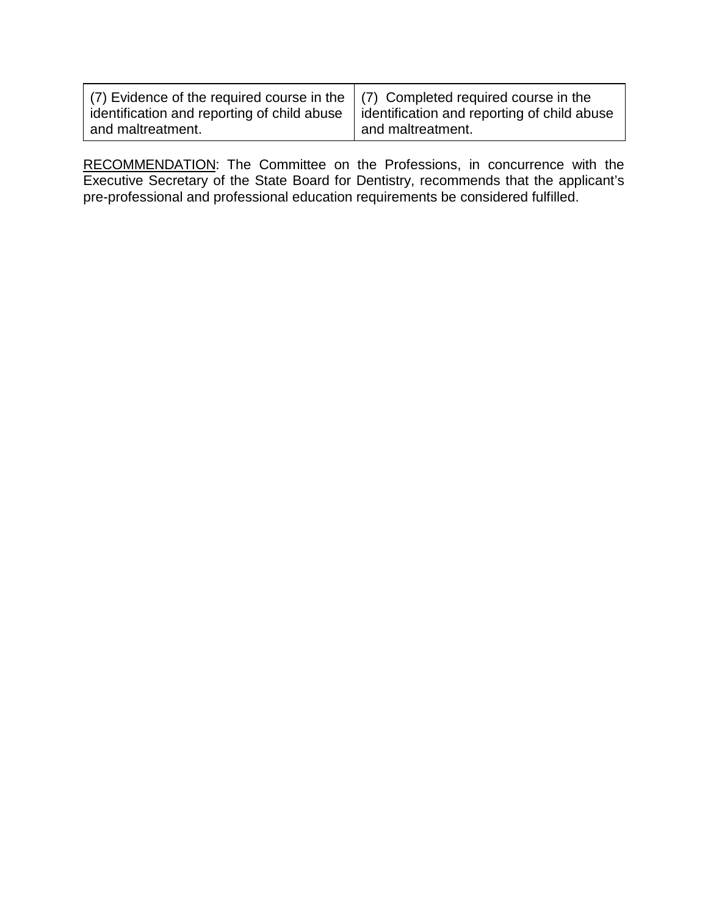| (7) Evidence of the required course in the identification and reporting of child abuse and maltreatment. | (7) Completed required course in the identification and reporting of child abuse and maltreatment. |
|---|---|

<u>RECOMMENDATION</u>: The Committee on the Professions, in concurrence with the Executive Secretary of the State Board for Dentistry, recommends that the applicant's pre-professional and professional education requirements be considered fulfilled.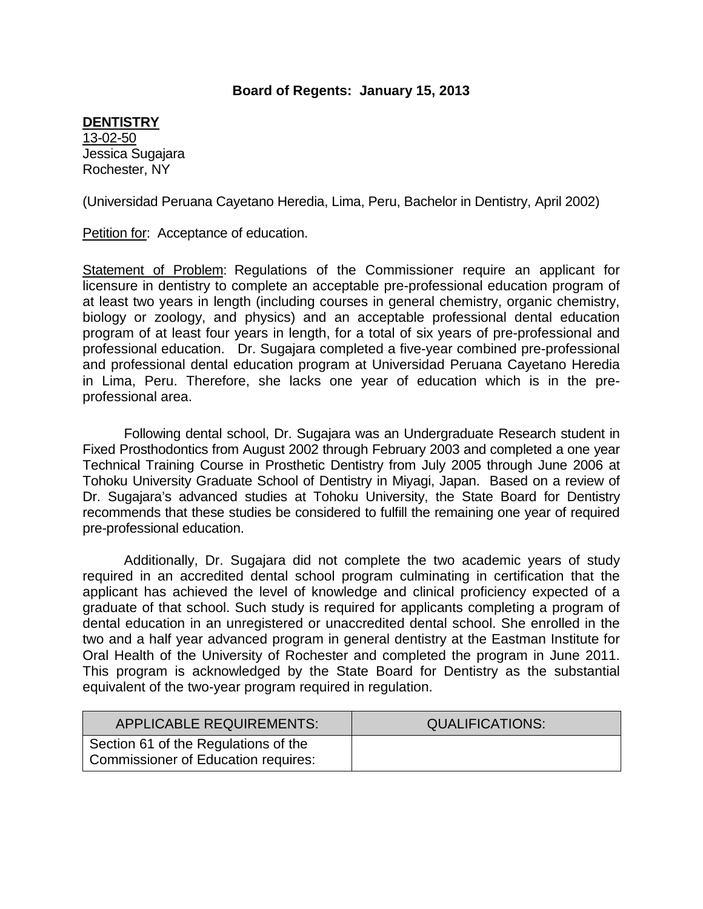**Board of Regents: January 15, 2013**

**DENTISTRY**

13-02-50
Jessica Sugajara
Rochester, NY

(Universidad Peruana Cayetano Heredia, Lima, Peru, Bachelor in Dentistry, April 2002)

Petition for: Acceptance of education.

Statement of Problem: Regulations of the Commissioner require an applicant for licensure in dentistry to complete an acceptable pre-professional education program of at least two years in length (including courses in general chemistry, organic chemistry, biology or zoology, and physics) and an acceptable professional dental education program of at least four years in length, for a total of six years of pre-professional and professional education. Dr. Sugajara completed a five-year combined pre-professional and professional dental education program at Universidad Peruana Cayetano Heredia in Lima, Peru. Therefore, she lacks one year of education which is in the pre-professional area.

Following dental school, Dr. Sugajara was an Undergraduate Research student in Fixed Prosthodontics from August 2002 through February 2003 and completed a one year Technical Training Course in Prosthetic Dentistry from July 2005 through June 2006 at Tohoku University Graduate School of Dentistry in Miyagi, Japan. Based on a review of Dr. Sugajara's advanced studies at Tohoku University, the State Board for Dentistry recommends that these studies be considered to fulfill the remaining one year of required pre-professional education.

Additionally, Dr. Sugajara did not complete the two academic years of study required in an accredited dental school program culminating in certification that the applicant has achieved the level of knowledge and clinical proficiency expected of a graduate of that school. Such study is required for applicants completing a program of dental education in an unregistered or unaccredited dental school. She enrolled in the two and a half year advanced program in general dentistry at the Eastman Institute for Oral Health of the University of Rochester and completed the program in June 2011. This program is acknowledged by the State Board for Dentistry as the substantial equivalent of the two-year program required in regulation.

| APPLICABLE REQUIREMENTS: | QUALIFICATIONS: |
|---|---|
| Section 61 of the Regulations of the Commissioner of Education requires: | |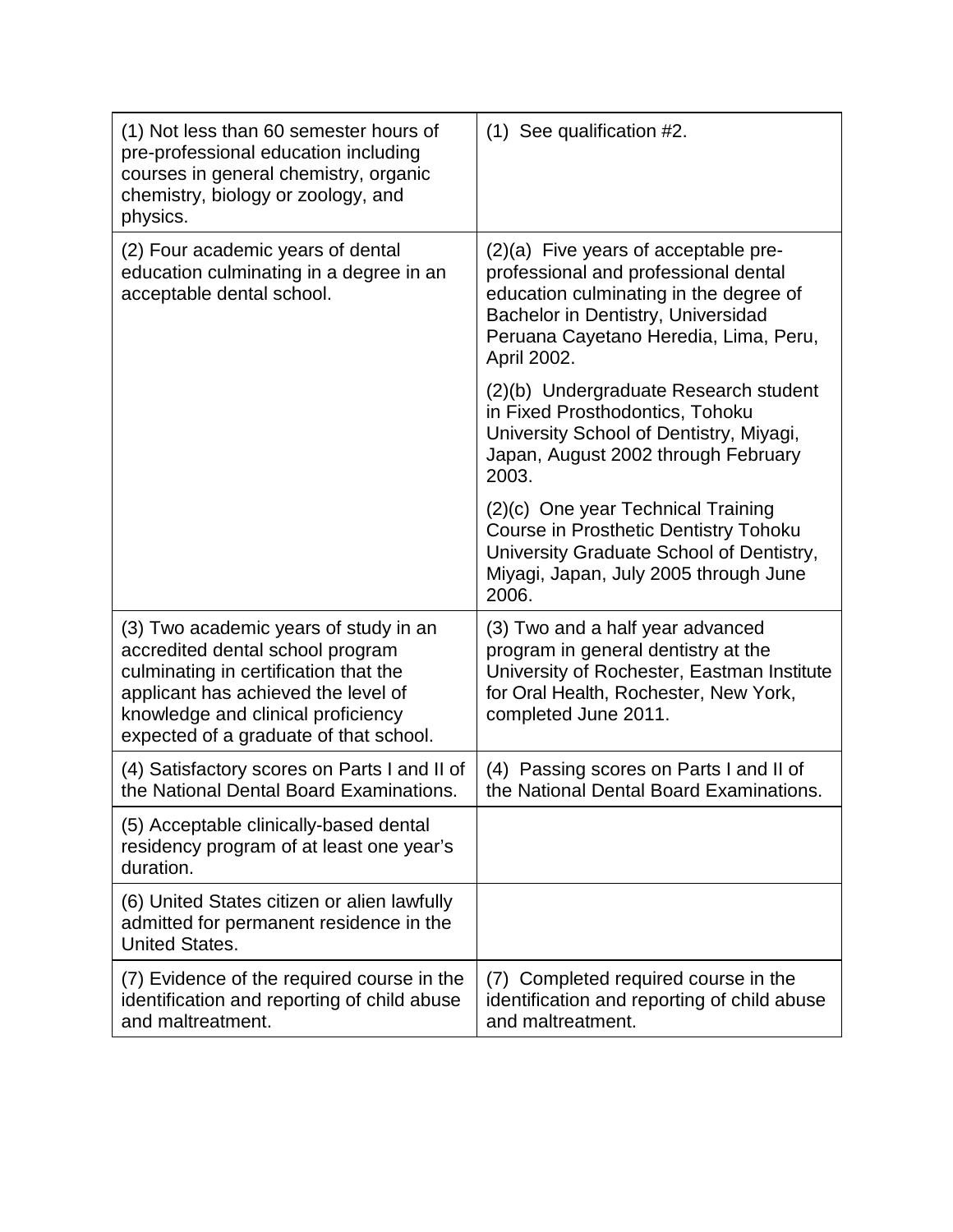| | |
|---|---|
| (1) Not less than 60 semester hours of pre-professional education including courses in general chemistry, organic chemistry, biology or zoology, and physics. | (1) See qualification #2. |
| (2) Four academic years of dental education culminating in a degree in an acceptable dental school. | (2)(a) Five years of acceptable pre-professional and professional dental education culminating in the degree of Bachelor in Dentistry, Universidad Peruana Cayetano Heredia, Lima, Peru, April 2002.<br><br>(2)(b) Undergraduate Research student in Fixed Prosthodontics, Tohoku University School of Dentistry, Miyagi, Japan, August 2002 through February 2003.<br><br>(2)(c) One year Technical Training Course in Prosthetic Dentistry Tohoku University Graduate School of Dentistry, Miyagi, Japan, July 2005 through June 2006. |
| (3) Two academic years of study in an accredited dental school program culminating in certification that the applicant has achieved the level of knowledge and clinical proficiency expected of a graduate of that school. | (3) Two and a half year advanced program in general dentistry at the University of Rochester, Eastman Institute for Oral Health, Rochester, New York, completed June 2011. |
| (4) Satisfactory scores on Parts I and II of the National Dental Board Examinations. | (4) Passing scores on Parts I and II of the National Dental Board Examinations. |
| (5) Acceptable clinically-based dental residency program of at least one year's duration. | |
| (6) United States citizen or alien lawfully admitted for permanent residence in the United States. | |
| (7) Evidence of the required course in the identification and reporting of child abuse and maltreatment. | (7) Completed required course in the identification and reporting of child abuse and maltreatment. |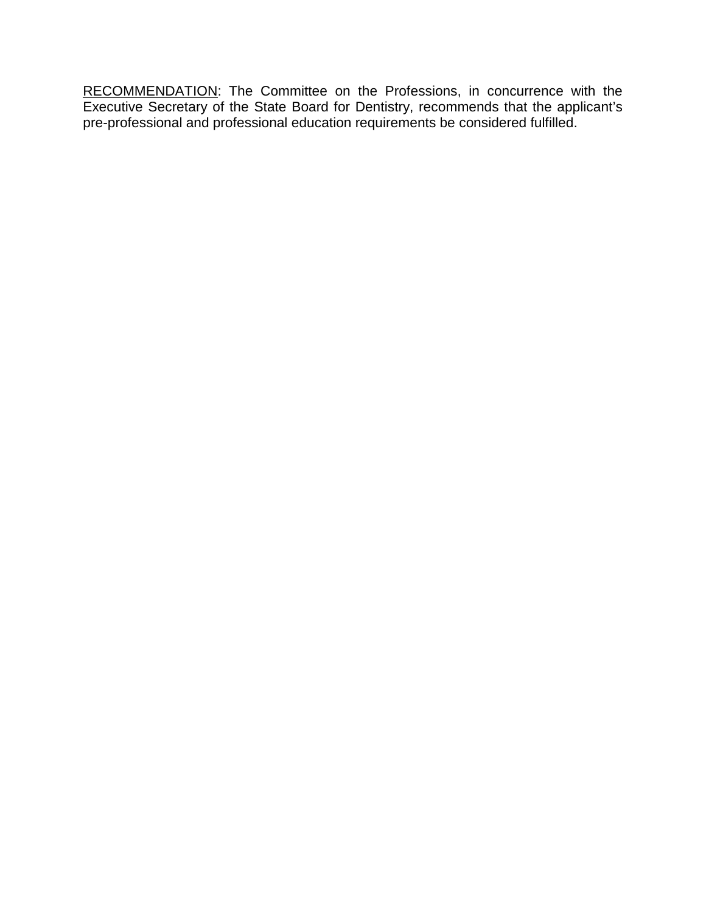<u>RECOMMENDATION</u>: The Committee on the Professions, in concurrence with the Executive Secretary of the State Board for Dentistry, recommends that the applicant's pre-professional and professional education requirements be considered fulfilled.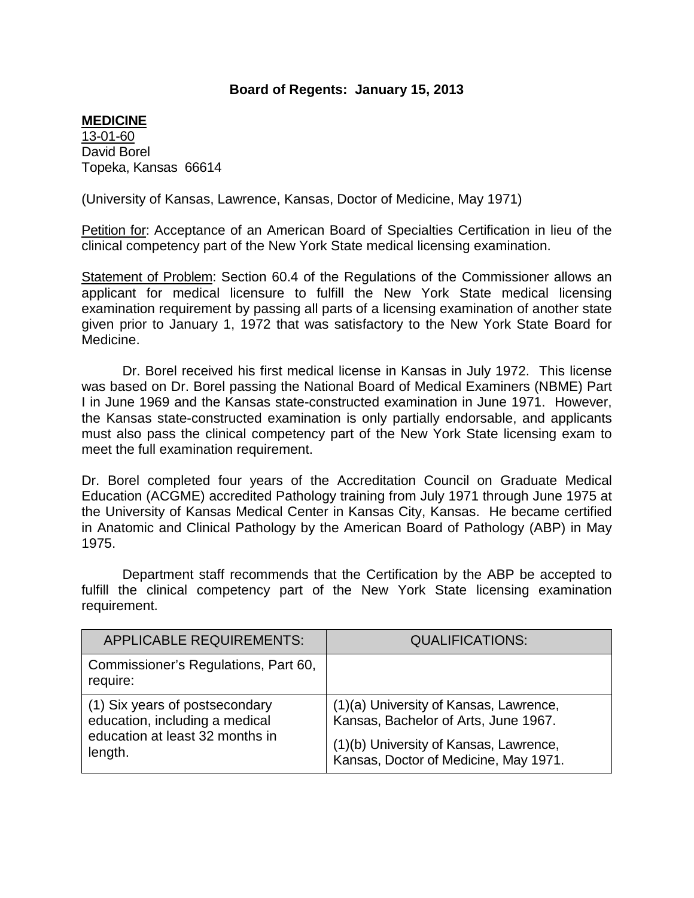**Board of Regents: January 15, 2013**

**MEDICINE**
13-01-60
David Borel
Topeka, Kansas 66614

(University of Kansas, Lawrence, Kansas, Doctor of Medicine, May 1971)

Petition for: Acceptance of an American Board of Specialties Certification in lieu of the clinical competency part of the New York State medical licensing examination.

Statement of Problem: Section 60.4 of the Regulations of the Commissioner allows an applicant for medical licensure to fulfill the New York State medical licensing examination requirement by passing all parts of a licensing examination of another state given prior to January 1, 1972 that was satisfactory to the New York State Board for Medicine.

Dr. Borel received his first medical license in Kansas in July 1972. This license was based on Dr. Borel passing the National Board of Medical Examiners (NBME) Part I in June 1969 and the Kansas state-constructed examination in June 1971. However, the Kansas state-constructed examination is only partially endorsable, and applicants must also pass the clinical competency part of the New York State licensing exam to meet the full examination requirement.

Dr. Borel completed four years of the Accreditation Council on Graduate Medical Education (ACGME) accredited Pathology training from July 1971 through June 1975 at the University of Kansas Medical Center in Kansas City, Kansas. He became certified in Anatomic and Clinical Pathology by the American Board of Pathology (ABP) in May 1975.

Department staff recommends that the Certification by the ABP be accepted to fulfill the clinical competency part of the New York State licensing examination requirement.

| APPLICABLE REQUIREMENTS: | QUALIFICATIONS: |
|---|---|
| Commissioner's Regulations, Part 60, require: | |
| (1) Six years of postsecondary education, including a medical education at least 32 months in length. | (1)(a) University of Kansas, Lawrence, Kansas, Bachelor of Arts, June 1967.<br>(1)(b) University of Kansas, Lawrence, Kansas, Doctor of Medicine, May 1971. |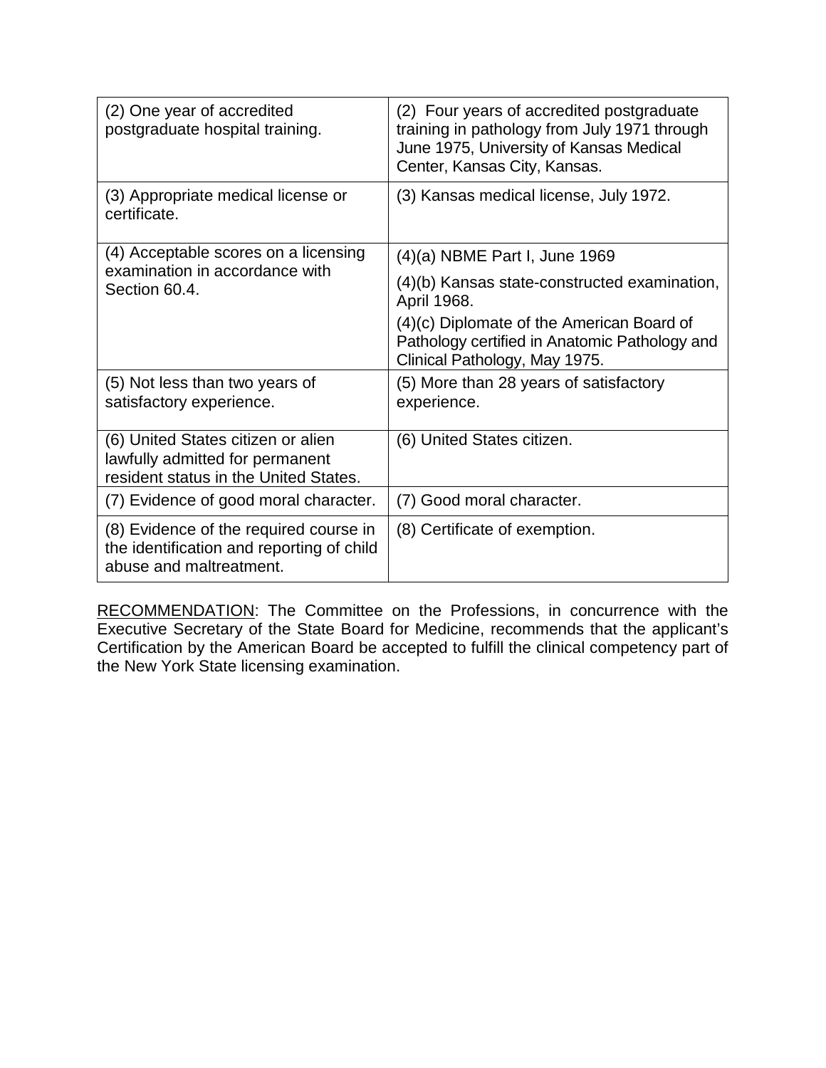| | |
|---|---|
| (2) One year of accredited postgraduate hospital training. | (2) Four years of accredited postgraduate training in pathology from July 1971 through June 1975, University of Kansas Medical Center, Kansas City, Kansas. |
| (3) Appropriate medical license or certificate. | (3) Kansas medical license, July 1972. |
| (4) Acceptable scores on a licensing examination in accordance with Section 60.4. | (4)(a) NBME Part I, June 1969<br>(4)(b) Kansas state-constructed examination, April 1968.<br>(4)(c) Diplomate of the American Board of Pathology certified in Anatomic Pathology and Clinical Pathology, May 1975. |
| (5) Not less than two years of satisfactory experience. | (5) More than 28 years of satisfactory experience. |
| (6) United States citizen or alien lawfully admitted for permanent resident status in the United States. | (6) United States citizen. |
| (7) Evidence of good moral character. | (7) Good moral character. |
| (8) Evidence of the required course in the identification and reporting of child abuse and maltreatment. | (8) Certificate of exemption. |

<u>RECOMMENDATION</u>: The Committee on the Professions, in concurrence with the Executive Secretary of the State Board for Medicine, recommends that the applicant's Certification by the American Board be accepted to fulfill the clinical competency part of the New York State licensing examination.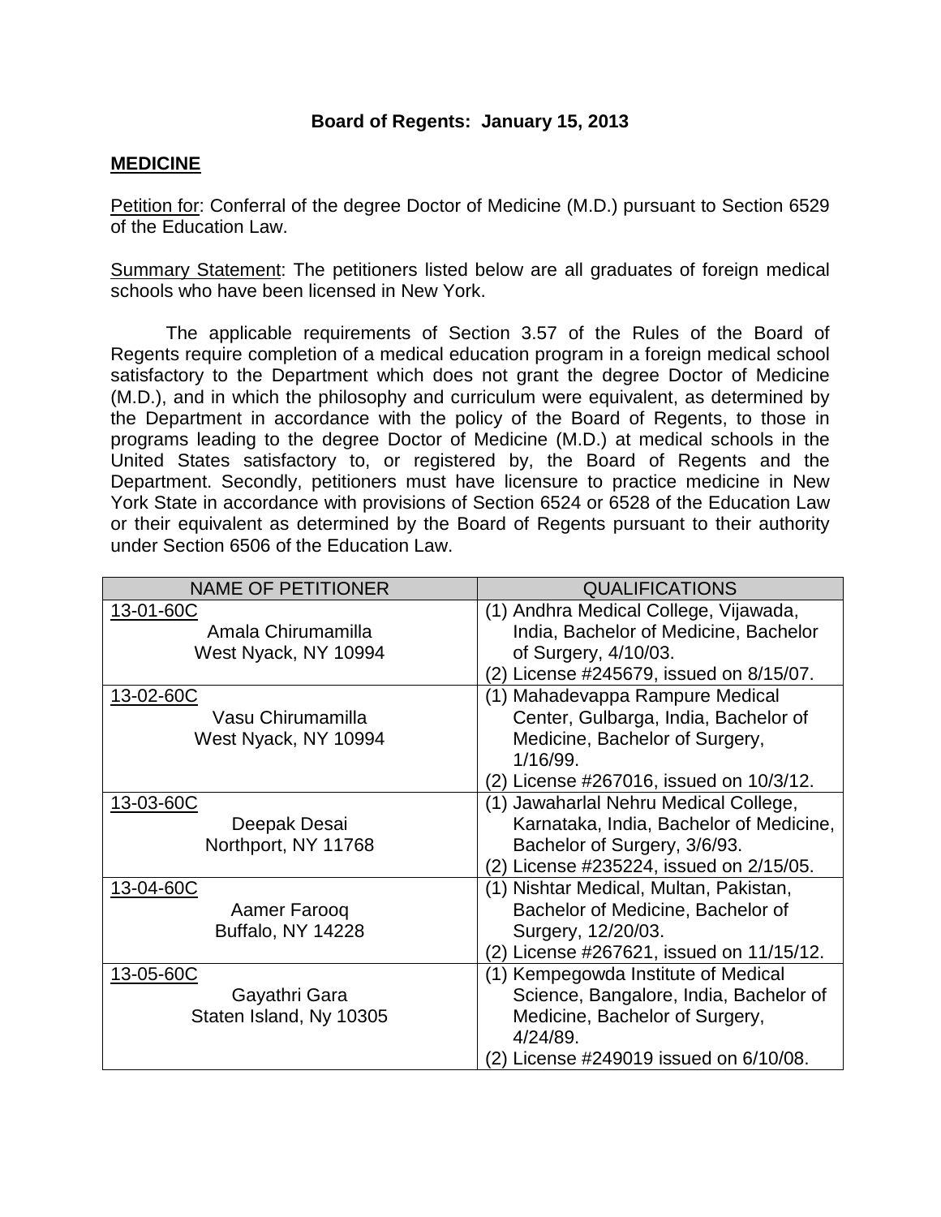**Board of Regents: January 15, 2013**

**MEDICINE**

Petition for: Conferral of the degree Doctor of Medicine (M.D.) pursuant to Section 6529 of the Education Law.

Summary Statement: The petitioners listed below are all graduates of foreign medical schools who have been licensed in New York.

The applicable requirements of Section 3.57 of the Rules of the Board of Regents require completion of a medical education program in a foreign medical school satisfactory to the Department which does not grant the degree Doctor of Medicine (M.D.), and in which the philosophy and curriculum were equivalent, as determined by the Department in accordance with the policy of the Board of Regents, to those in programs leading to the degree Doctor of Medicine (M.D.) at medical schools in the United States satisfactory to, or registered by, the Board of Regents and the Department. Secondly, petitioners must have licensure to practice medicine in New York State in accordance with provisions of Section 6524 or 6528 of the Education Law or their equivalent as determined by the Board of Regents pursuant to their authority under Section 6506 of the Education Law.

| NAME OF PETITIONER | QUALIFICATIONS |
|---|---|
| 13-01-60C<br>Amala Chirumamilla<br>West Nyack, NY 10994 | (1) Andhra Medical College, Vijawada, India, Bachelor of Medicine, Bachelor of Surgery, 4/10/03.<br>(2) License #245679, issued on 8/15/07. |
| 13-02-60C<br>Vasu Chirumamilla<br>West Nyack, NY 10994 | (1) Mahadevappa Rampure Medical Center, Gulbarga, India, Bachelor of Medicine, Bachelor of Surgery, 1/16/99.<br>(2) License #267016, issued on 10/3/12. |
| 13-03-60C<br>Deepak Desai<br>Northport, NY 11768 | (1) Jawaharlal Nehru Medical College, Karnataka, India, Bachelor of Medicine, Bachelor of Surgery, 3/6/93.<br>(2) License #235224, issued on 2/15/05. |
| 13-04-60C<br>Aamer Farooq<br>Buffalo, NY 14228 | (1) Nishtar Medical, Multan, Pakistan, Bachelor of Medicine, Bachelor of Surgery, 12/20/03.<br>(2) License #267621, issued on 11/15/12. |
| 13-05-60C<br>Gayathri Gara<br>Staten Island, Ny 10305 | (1) Kempegowda Institute of Medical Science, Bangalore, India, Bachelor of Medicine, Bachelor of Surgery, 4/24/89.<br>(2) License #249019 issued on 6/10/08. |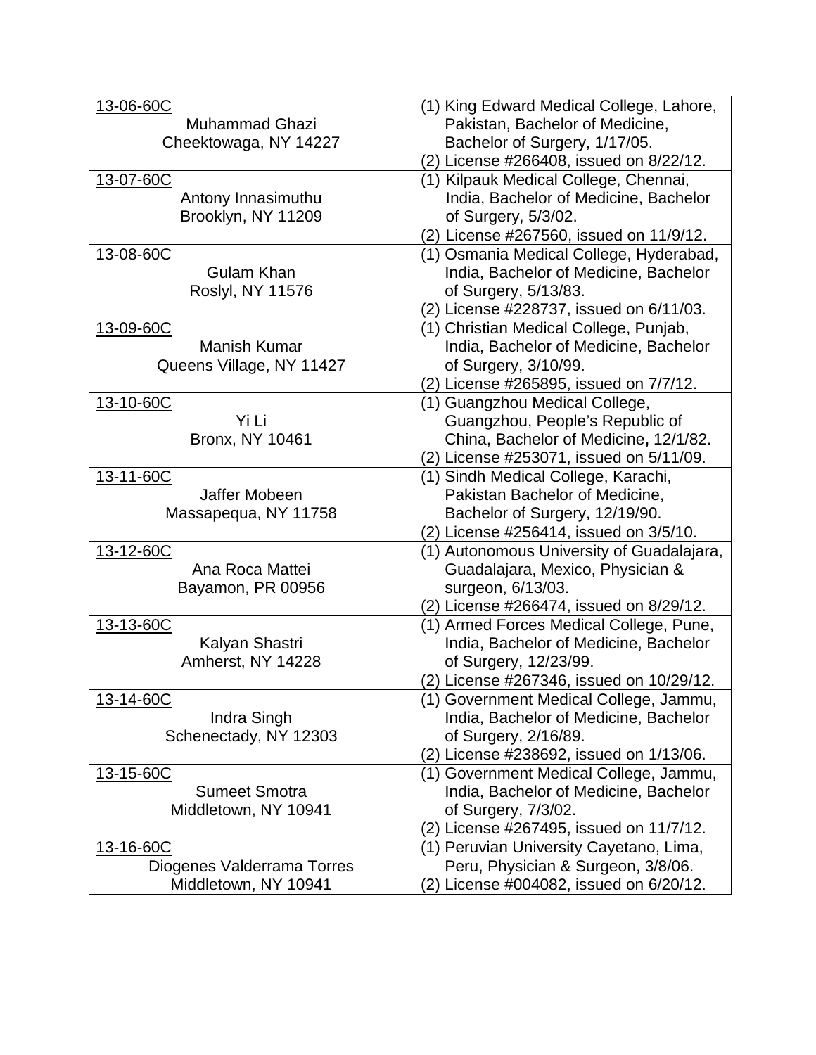| | |
|---|---|
| 13-06-60C<br>Muhammad Ghazi<br>Cheektowaga, NY 14227 | (1) King Edward Medical College, Lahore, Pakistan, Bachelor of Medicine, Bachelor of Surgery, 1/17/05.<br>(2) License #266408, issued on 8/22/12. |
| 13-07-60C<br>Antony Innasimuthu<br>Brooklyn, NY 11209 | (1) Kilpauk Medical College, Chennai, India, Bachelor of Medicine, Bachelor of Surgery, 5/3/02.<br>(2) License #267560, issued on 11/9/12. |
| 13-08-60C<br>Gulam Khan<br>Roslyl, NY 11576 | (1) Osmania Medical College, Hyderabad, India, Bachelor of Medicine, Bachelor of Surgery, 5/13/83.<br>(2) License #228737, issued on 6/11/03. |
| 13-09-60C<br>Manish Kumar<br>Queens Village, NY 11427 | (1) Christian Medical College, Punjab, India, Bachelor of Medicine, Bachelor of Surgery, 3/10/99.<br>(2) License #265895, issued on 7/7/12. |
| 13-10-60C<br>Yi Li<br>Bronx, NY 10461 | (1) Guangzhou Medical College, Guangzhou, People's Republic of China, Bachelor of Medicine**,** 12/1/82.<br>(2) License #253071, issued on 5/11/09. |
| 13-11-60C<br>Jaffer Mobeen<br>Massapequa, NY 11758 | (1) Sindh Medical College, Karachi, Pakistan Bachelor of Medicine, Bachelor of Surgery, 12/19/90.<br>(2) License #256414, issued on 3/5/10. |
| 13-12-60C<br>Ana Roca Mattei<br>Bayamon, PR 00956 | (1) Autonomous University of Guadalajara, Guadalajara, Mexico, Physician & surgeon, 6/13/03.<br>(2) License #266474, issued on 8/29/12. |
| 13-13-60C<br>Kalyan Shastri<br>Amherst, NY 14228 | (1) Armed Forces Medical College, Pune, India, Bachelor of Medicine, Bachelor of Surgery, 12/23/99.<br>(2) License #267346, issued on 10/29/12. |
| 13-14-60C<br>Indra Singh<br>Schenectady, NY 12303 | (1) Government Medical College, Jammu, India, Bachelor of Medicine, Bachelor of Surgery, 2/16/89.<br>(2) License #238692, issued on 1/13/06. |
| 13-15-60C<br>Sumeet Smotra<br>Middletown, NY 10941 | (1) Government Medical College, Jammu, India, Bachelor of Medicine, Bachelor of Surgery, 7/3/02.<br>(2) License #267495, issued on 11/7/12. |
| 13-16-60C<br>Diogenes Valderrama Torres<br>Middletown, NY 10941 | (1) Peruvian University Cayetano, Lima, Peru, Physician & Surgeon, 3/8/06.<br>(2) License #004082, issued on 6/20/12. |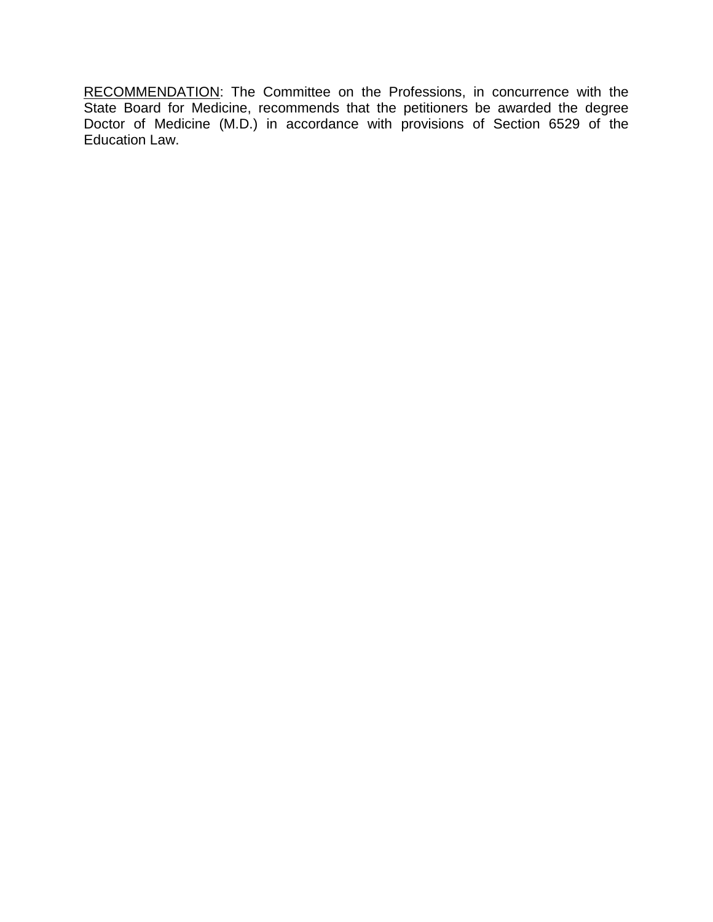<u>RECOMMENDATION</u>: The Committee on the Professions, in concurrence with the State Board for Medicine, recommends that the petitioners be awarded the degree Doctor of Medicine (M.D.) in accordance with provisions of Section 6529 of the Education Law.